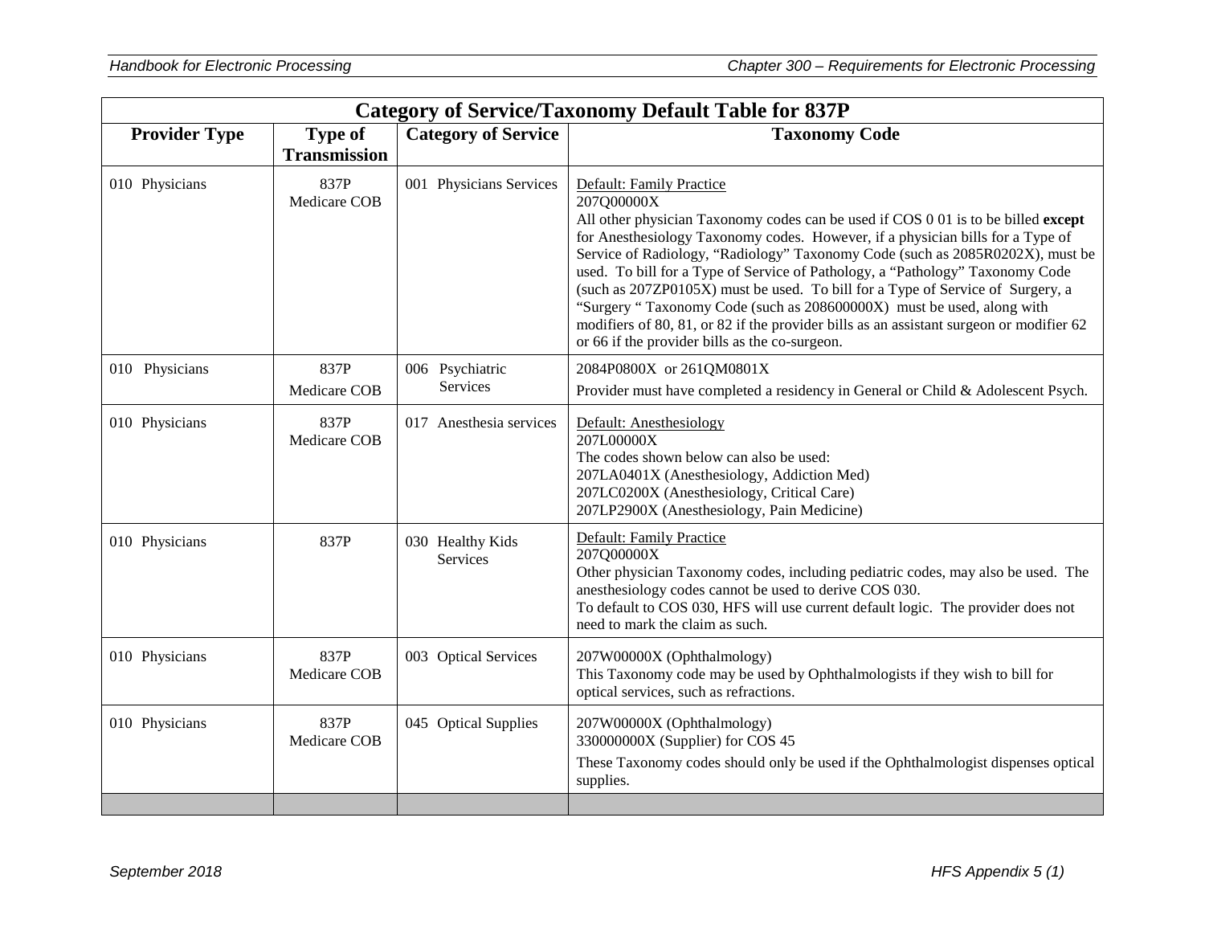| Category of Service/Taxonomy Default Table for 837P | | | |
|---|---|---|---|
| **Provider Type** | **Type of Transmission** | **Category of Service** | **Taxonomy Code** |
| 010 Physicians | 837P Medicare COB | 001 Physicians Services | Default: Family Practice<br>207Q00000X<br>All other physician Taxonomy codes can be used if COS 0 01 is to be billed **except** for Anesthesiology Taxonomy codes. However, if a physician bills for a Type of Service of Radiology, "Radiology" Taxonomy Code (such as 2085R0202X), must be used. To bill for a Type of Service of Pathology, a "Pathology" Taxonomy Code (such as 207ZP0105X) must be used. To bill for a Type of Service of Surgery, a "Surgery " Taxonomy Code (such as 208600000X) must be used, along with modifiers of 80, 81, or 82 if the provider bills as an assistant surgeon or modifier 62 or 66 if the provider bills as the co-surgeon. |
| 010 Physicians | 837P Medicare COB | 006 Psychiatric Services | 2084P0800X or 261QM0801X<br>Provider must have completed a residency in General or Child & Adolescent Psych. |
| 010 Physicians | 837P Medicare COB | 017 Anesthesia services | Default: Anesthesiology<br>207L00000X<br>The codes shown below can also be used:<br>207LA0401X (Anesthesiology, Addiction Med)<br>207LC0200X (Anesthesiology, Critical Care)<br>207LP2900X (Anesthesiology, Pain Medicine) |
| 010 Physicians | 837P | 030 Healthy Kids Services | Default: Family Practice<br>207Q00000X<br>Other physician Taxonomy codes, including pediatric codes, may also be used. The anesthesiology codes cannot be used to derive COS 030.<br>To default to COS 030, HFS will use current default logic. The provider does not need to mark the claim as such. |
| 010 Physicians | 837P Medicare COB | 003 Optical Services | 207W00000X (Ophthalmology)<br>This Taxonomy code may be used by Ophthalmologists if they wish to bill for optical services, such as refractions. |
| 010 Physicians | 837P Medicare COB | 045 Optical Supplies | 207W00000X (Ophthalmology)<br>330000000X (Supplier) for COS 45<br>These Taxonomy codes should only be used if the Ophthalmologist dispenses optical supplies. |
| | | | |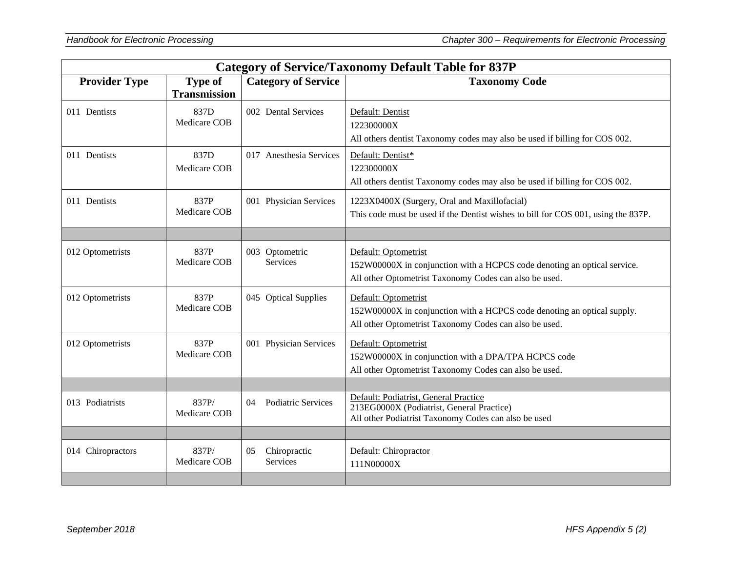| Category of Service/Taxonomy Default Table for 837P | | | |
|---|---|---|---|
| **Provider Type** | **Type of Transmission** | **Category of Service** | **Taxonomy Code** |
| 011 Dentists | 837D Medicare COB | 002 Dental Services | Default: Dentist<br>122300000X<br>All others dentist Taxonomy codes may also be used if billing for COS 002. |
| 011 Dentists | 837D Medicare COB | 017 Anesthesia Services | Default: Dentist*<br>122300000X<br>All others dentist Taxonomy codes may also be used if billing for COS 002. |
| 011 Dentists | 837P Medicare COB | 001 Physician Services | 1223X0400X (Surgery, Oral and Maxillofacial)<br>This code must be used if the Dentist wishes to bill for COS 001, using the 837P. |
| | | | |
| 012 Optometrists | 837P Medicare COB | 003 Optometric Services | Default: Optometrist<br>152W00000X in conjunction with a HCPCS code denoting an optical service.<br>All other Optometrist Taxonomy Codes can also be used. |
| 012 Optometrists | 837P Medicare COB | 045 Optical Supplies | Default: Optometrist<br>152W00000X in conjunction with a HCPCS code denoting an optical supply.<br>All other Optometrist Taxonomy Codes can also be used. |
| 012 Optometrists | 837P Medicare COB | 001 Physician Services | Default: Optometrist<br>152W00000X in conjunction with a DPA/TPA HCPCS code<br>All other Optometrist Taxonomy Codes can also be used. |
| | | | |
| 013 Podiatrists | 837P/ Medicare COB | 04 Podiatric Services | Default: Podiatrist, General Practice<br>213EG0000X (Podiatrist, General Practice)<br>All other Podiatrist Taxonomy Codes can also be used |
| | | | |
| 014 Chiropractors | 837P/ Medicare COB | 05 Chiropractic Services | Default: Chiropractor<br>111N00000X |
| | | | |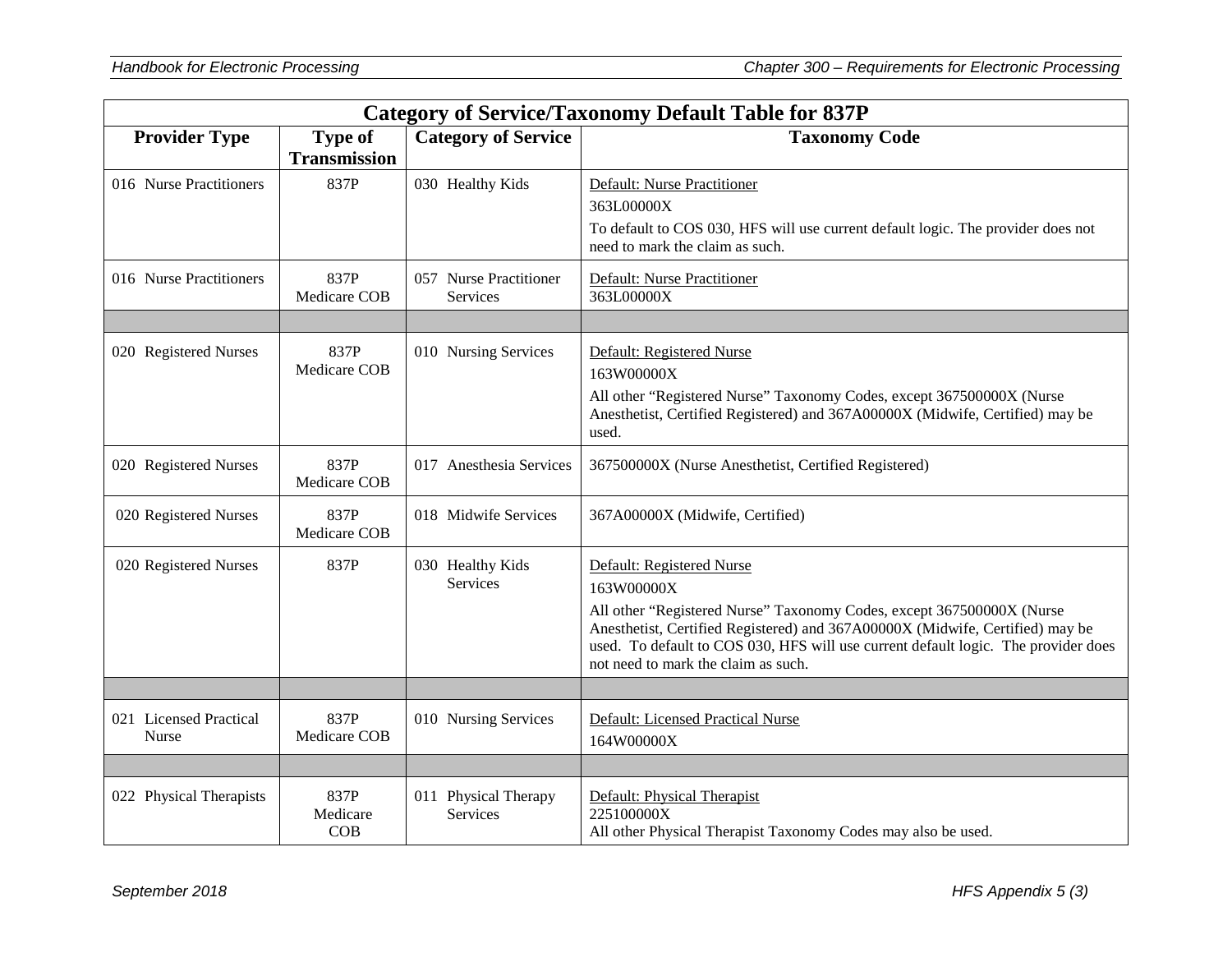| Category of Service/Taxonomy Default Table for 837P | | | |
|---|---|---|---|
| **Provider Type** | **Type of Transmission** | **Category of Service** | **Taxonomy Code** |
| 016 Nurse Practitioners | 837P | 030 Healthy Kids | Default: Nurse Practitioner<br>363L00000X<br>To default to COS 030, HFS will use current default logic. The provider does not need to mark the claim as such. |
| 016 Nurse Practitioners | 837P Medicare COB | 057 Nurse Practitioner Services | Default: Nurse Practitioner<br>363L00000X |
| | | | |
| 020 Registered Nurses | 837P Medicare COB | 010 Nursing Services | Default: Registered Nurse<br>163W00000X<br>All other "Registered Nurse" Taxonomy Codes, except 367500000X (Nurse Anesthetist, Certified Registered) and 367A00000X (Midwife, Certified) may be used. |
| 020 Registered Nurses | 837P Medicare COB | 017 Anesthesia Services | 367500000X (Nurse Anesthetist, Certified Registered) |
| 020 Registered Nurses | 837P Medicare COB | 018 Midwife Services | 367A00000X (Midwife, Certified) |
| 020 Registered Nurses | 837P | 030 Healthy Kids Services | Default: Registered Nurse<br>163W00000X<br>All other "Registered Nurse" Taxonomy Codes, except 367500000X (Nurse Anesthetist, Certified Registered) and 367A00000X (Midwife, Certified) may be used. To default to COS 030, HFS will use current default logic. The provider does not need to mark the claim as such. |
| | | | |
| 021 Licensed Practical Nurse | 837P Medicare COB | 010 Nursing Services | Default: Licensed Practical Nurse<br>164W00000X |
| | | | |
| 022 Physical Therapists | 837P Medicare COB | 011 Physical Therapy Services | Default: Physical Therapist<br>225100000X<br>All other Physical Therapist Taxonomy Codes may also be used. |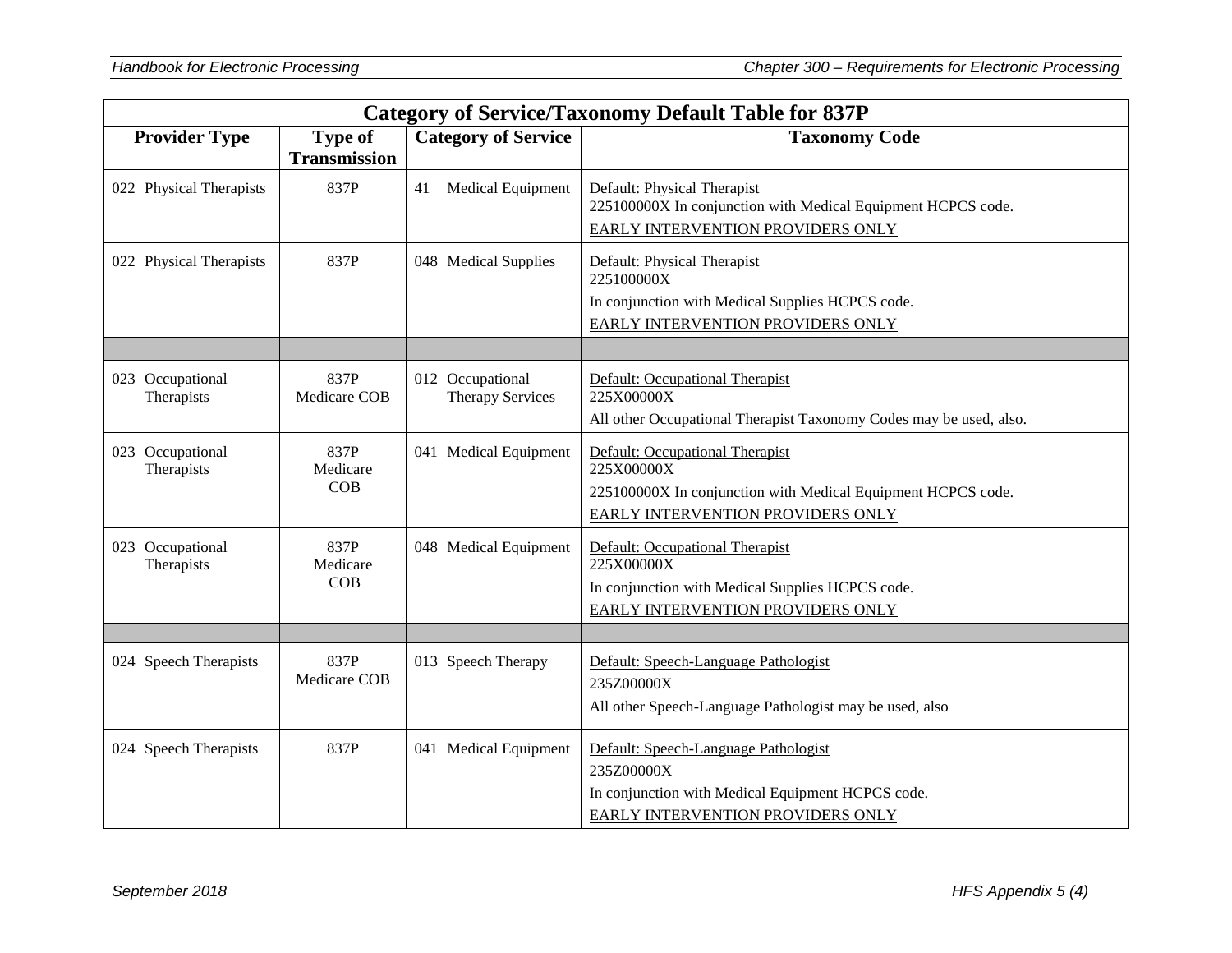| Category of Service/Taxonomy Default Table for 837P | | | |
|---|---|---|---|
| **Provider Type** | **Type of Transmission** | **Category of Service** | **Taxonomy Code** |
| 022 Physical Therapists | 837P | 41 Medical Equipment | Default: Physical Therapist<br>225100000X In conjunction with Medical Equipment HCPCS code.<br>EARLY INTERVENTION PROVIDERS ONLY |
| 022 Physical Therapists | 837P | 048 Medical Supplies | Default: Physical Therapist<br>225100000X<br>In conjunction with Medical Supplies HCPCS code.<br>EARLY INTERVENTION PROVIDERS ONLY |
| | | | |
| 023 Occupational Therapists | 837P Medicare COB | 012 Occupational Therapy Services | Default: Occupational Therapist<br>225X00000X<br>All other Occupational Therapist Taxonomy Codes may be used, also. |
| 023 Occupational Therapists | 837P Medicare COB | 041 Medical Equipment | Default: Occupational Therapist<br>225X00000X<br>225100000X In conjunction with Medical Equipment HCPCS code.<br>EARLY INTERVENTION PROVIDERS ONLY |
| 023 Occupational Therapists | 837P Medicare COB | 048 Medical Equipment | Default: Occupational Therapist<br>225X00000X<br>In conjunction with Medical Supplies HCPCS code.<br>EARLY INTERVENTION PROVIDERS ONLY |
| | | | |
| 024 Speech Therapists | 837P Medicare COB | 013 Speech Therapy | Default: Speech-Language Pathologist<br>235Z00000X<br>All other Speech-Language Pathologist may be used, also |
| 024 Speech Therapists | 837P | 041 Medical Equipment | Default: Speech-Language Pathologist<br>235Z00000X<br>In conjunction with Medical Equipment HCPCS code.<br>EARLY INTERVENTION PROVIDERS ONLY |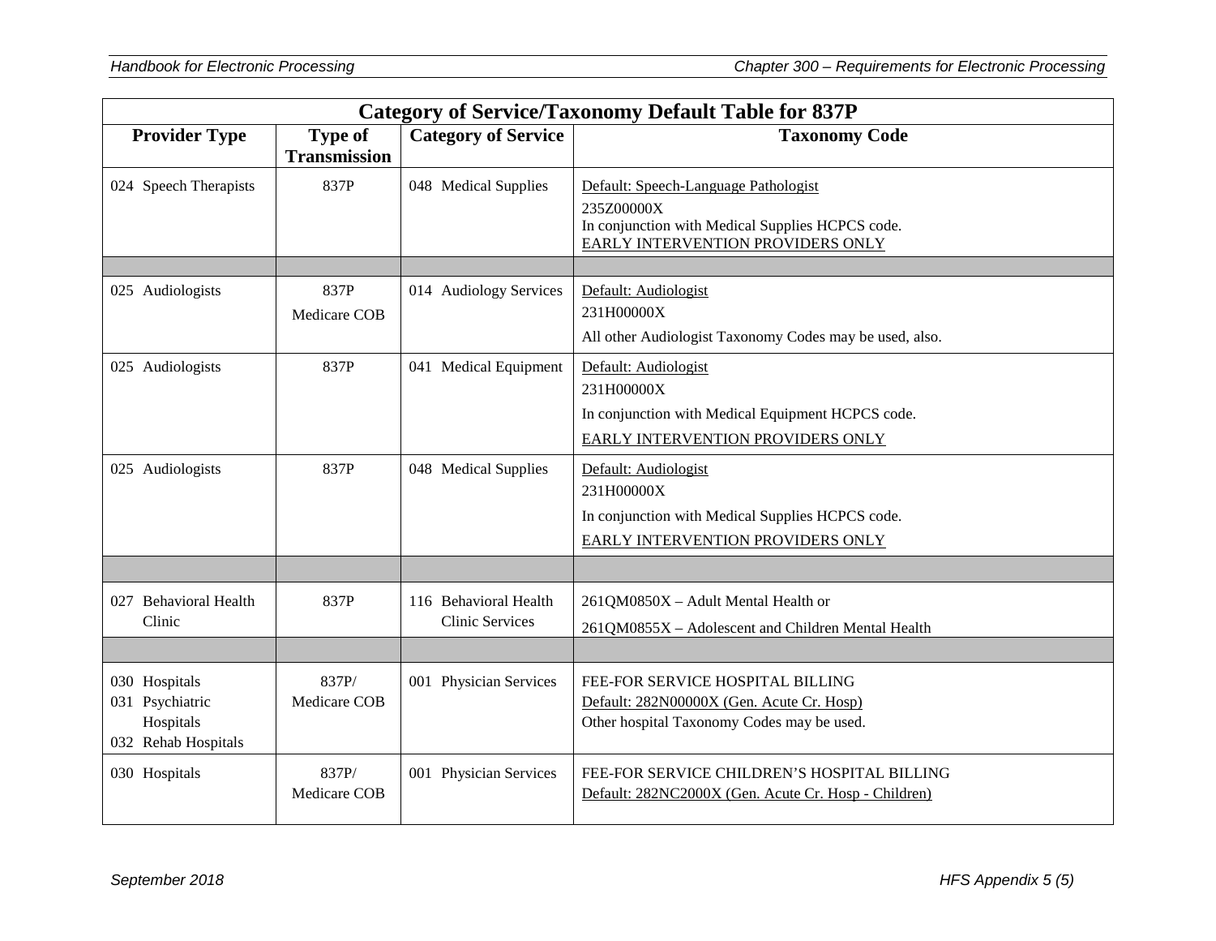| Category of Service/Taxonomy Default Table for 837P | | | |
|---|---|---|---|
| **Provider Type** | **Type of Transmission** | **Category of Service** | **Taxonomy Code** |
| 024 Speech Therapists | 837P | 048 Medical Supplies | Default: Speech-Language Pathologist<br>235Z00000X<br>In conjunction with Medical Supplies HCPCS code.<br>EARLY INTERVENTION PROVIDERS ONLY |
| | | | |
| 025 Audiologists | 837P<br>Medicare COB | 014 Audiology Services | Default: Audiologist<br>231H00000X<br>All other Audiologist Taxonomy Codes may be used, also. |
| 025 Audiologists | 837P | 041 Medical Equipment | Default: Audiologist<br>231H00000X<br>In conjunction with Medical Equipment HCPCS code.<br>EARLY INTERVENTION PROVIDERS ONLY |
| 025 Audiologists | 837P | 048 Medical Supplies | Default: Audiologist<br>231H00000X<br>In conjunction with Medical Supplies HCPCS code.<br>EARLY INTERVENTION PROVIDERS ONLY |
| | | | |
| 027 Behavioral Health Clinic | 837P | 116 Behavioral Health Clinic Services | 261QM0850X – Adult Mental Health or<br>261QM0855X – Adolescent and Children Mental Health |
| | | | |
| 030 Hospitals<br>031 Psychiatric Hospitals<br>032 Rehab Hospitals | 837P/<br>Medicare COB | 001 Physician Services | FEE-FOR SERVICE HOSPITAL BILLING<br>Default: 282N00000X (Gen. Acute Cr. Hosp)<br>Other hospital Taxonomy Codes may be used. |
| 030 Hospitals | 837P/<br>Medicare COB | 001 Physician Services | FEE-FOR SERVICE CHILDREN'S HOSPITAL BILLING<br>Default: 282NC2000X (Gen. Acute Cr. Hosp - Children) |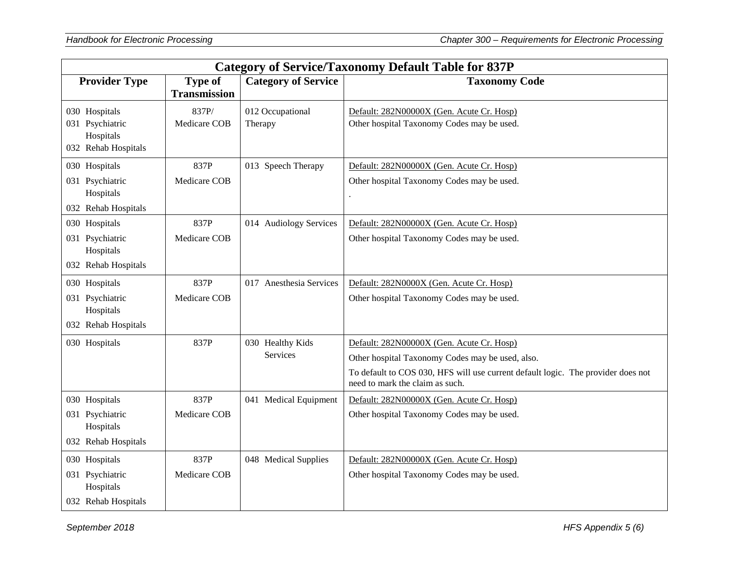| Category of Service/Taxonomy Default Table for 837P | | | |
|---|---|---|---|
| **Provider Type** | **Type of Transmission** | **Category of Service** | **Taxonomy Code** |
| 030 Hospitals<br>031 Psychiatric Hospitals<br>032 Rehab Hospitals | 837P/<br>Medicare COB | 012 Occupational Therapy | Default: 282N00000X (Gen. Acute Cr. Hosp)<br>Other hospital Taxonomy Codes may be used. |
| 030 Hospitals<br>031 Psychiatric Hospitals<br>032 Rehab Hospitals | 837P<br>Medicare COB | 013 Speech Therapy | Default: 282N00000X (Gen. Acute Cr. Hosp)<br>Other hospital Taxonomy Codes may be used.<br>. |
| 030 Hospitals<br>031 Psychiatric Hospitals<br>032 Rehab Hospitals | 837P<br>Medicare COB | 014 Audiology Services | Default: 282N00000X (Gen. Acute Cr. Hosp)<br>Other hospital Taxonomy Codes may be used. |
| 030 Hospitals<br>031 Psychiatric Hospitals<br>032 Rehab Hospitals | 837P<br>Medicare COB | 017 Anesthesia Services | Default: 282N0000X (Gen. Acute Cr. Hosp)<br>Other hospital Taxonomy Codes may be used. |
| 030 Hospitals | 837P | 030 Healthy Kids Services | Default: 282N00000X (Gen. Acute Cr. Hosp)<br>Other hospital Taxonomy Codes may be used, also.<br>To default to COS 030, HFS will use current default logic. The provider does not need to mark the claim as such. |
| 030 Hospitals<br>031 Psychiatric Hospitals<br>032 Rehab Hospitals | 837P<br>Medicare COB | 041 Medical Equipment | Default: 282N00000X (Gen. Acute Cr. Hosp)<br>Other hospital Taxonomy Codes may be used. |
| 030 Hospitals<br>031 Psychiatric Hospitals<br>032 Rehab Hospitals | 837P<br>Medicare COB | 048 Medical Supplies | Default: 282N00000X (Gen. Acute Cr. Hosp)<br>Other hospital Taxonomy Codes may be used. |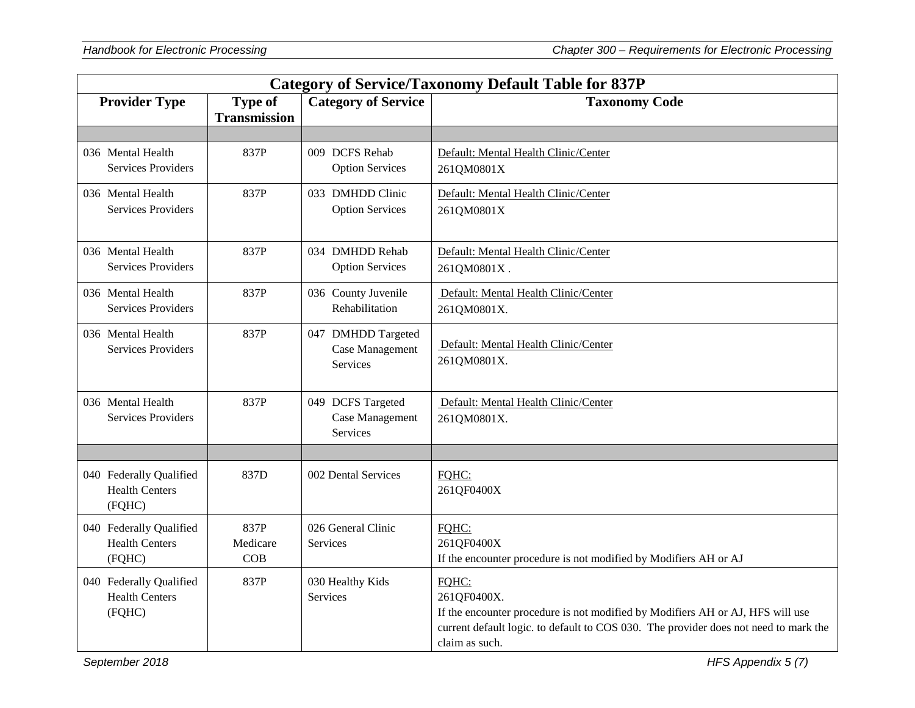| Category of Service/Taxonomy Default Table for 837P | | | |
|---|---|---|---|
| **Provider Type** | **Type of Transmission** | **Category of Service** | **Taxonomy Code** |
| | | | |
| 036 Mental Health Services Providers | 837P | 009 DCFS Rehab Option Services | Default: Mental Health Clinic/Center<br>261QM0801X |
| 036 Mental Health Services Providers | 837P | 033 DMHDD Clinic Option Services | Default: Mental Health Clinic/Center<br>261QM0801X |
| 036 Mental Health Services Providers | 837P | 034 DMHDD Rehab Option Services | Default: Mental Health Clinic/Center<br>261QM0801X . |
| 036 Mental Health Services Providers | 837P | 036 County Juvenile Rehabilitation | Default: Mental Health Clinic/Center<br>261QM0801X. |
| 036 Mental Health Services Providers | 837P | 047 DMHDD Targeted Case Management Services | Default: Mental Health Clinic/Center<br>261QM0801X. |
| 036 Mental Health Services Providers | 837P | 049 DCFS Targeted Case Management Services | Default: Mental Health Clinic/Center<br>261QM0801X. |
| | | | |
| 040 Federally Qualified Health Centers (FQHC) | 837D | 002 Dental Services | FQHC:<br>261QF0400X |
| 040 Federally Qualified Health Centers (FQHC) | 837P Medicare COB | 026 General Clinic Services | FQHC:<br>261QF0400X<br>If the encounter procedure is not modified by Modifiers AH or AJ |
| 040 Federally Qualified Health Centers (FQHC) | 837P | 030 Healthy Kids Services | FQHC:<br>261QF0400X.<br>If the encounter procedure is not modified by Modifiers AH or AJ, HFS will use current default logic. to default to COS 030. The provider does not need to mark the claim as such. |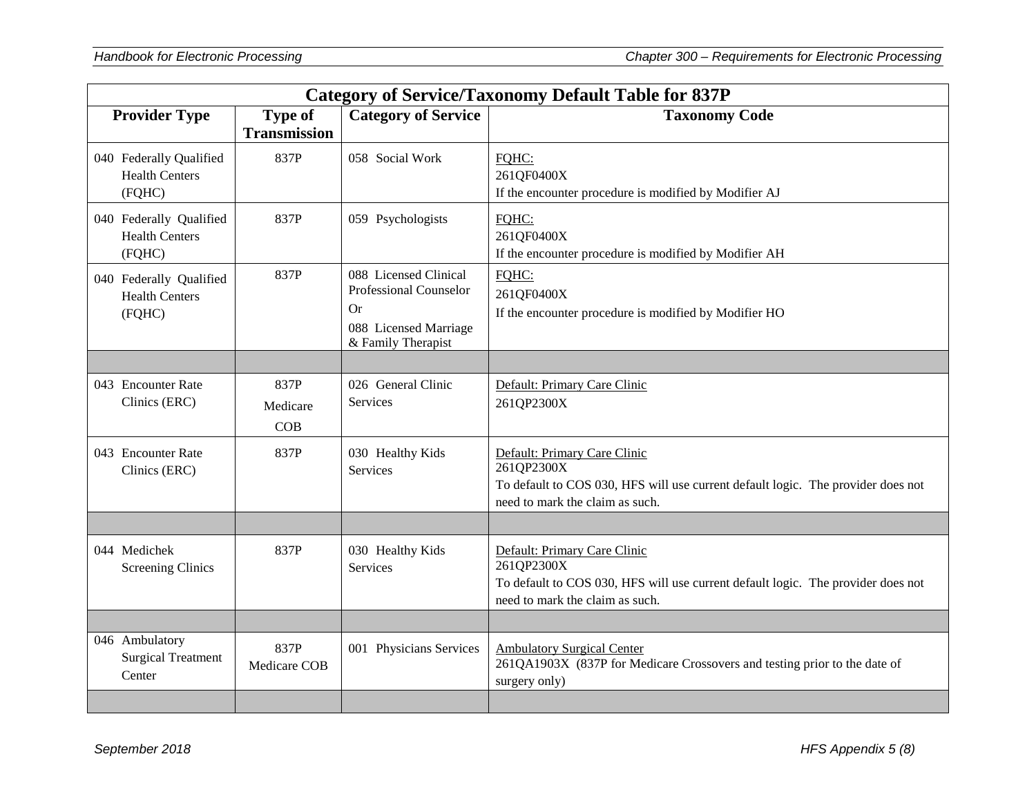| Category of Service/Taxonomy Default Table for 837P | | | |
|---|---|---|---|
| **Provider Type** | **Type of Transmission** | **Category of Service** | **Taxonomy Code** |
| 040 Federally Qualified Health Centers (FQHC) | 837P | 058 Social Work | FQHC:<br>261QF0400X<br>If the encounter procedure is modified by Modifier AJ |
| 040 Federally Qualified Health Centers (FQHC) | 837P | 059 Psychologists | FQHC:<br>261QF0400X<br>If the encounter procedure is modified by Modifier AH |
| 040 Federally Qualified Health Centers (FQHC) | 837P | 088 Licensed Clinical Professional Counselor<br>Or<br>088 Licensed Marriage & Family Therapist | FQHC:<br>261QF0400X<br>If the encounter procedure is modified by Modifier HO |
| | | | |
| 043 Encounter Rate Clinics (ERC) | 837P<br>Medicare<br>COB | 026 General Clinic Services | Default: Primary Care Clinic<br>261QP2300X |
| 043 Encounter Rate Clinics (ERC) | 837P | 030 Healthy Kids Services | Default: Primary Care Clinic<br>261QP2300X<br>To default to COS 030, HFS will use current default logic. The provider does not need to mark the claim as such. |
| | | | |
| 044 Medichek Screening Clinics | 837P | 030 Healthy Kids Services | Default: Primary Care Clinic<br>261QP2300X<br>To default to COS 030, HFS will use current default logic. The provider does not need to mark the claim as such. |
| | | | |
| 046 Ambulatory Surgical Treatment Center | 837P<br>Medicare COB | 001 Physicians Services | Ambulatory Surgical Center<br>261QA1903X (837P for Medicare Crossovers and testing prior to the date of surgery only) |
| | | | |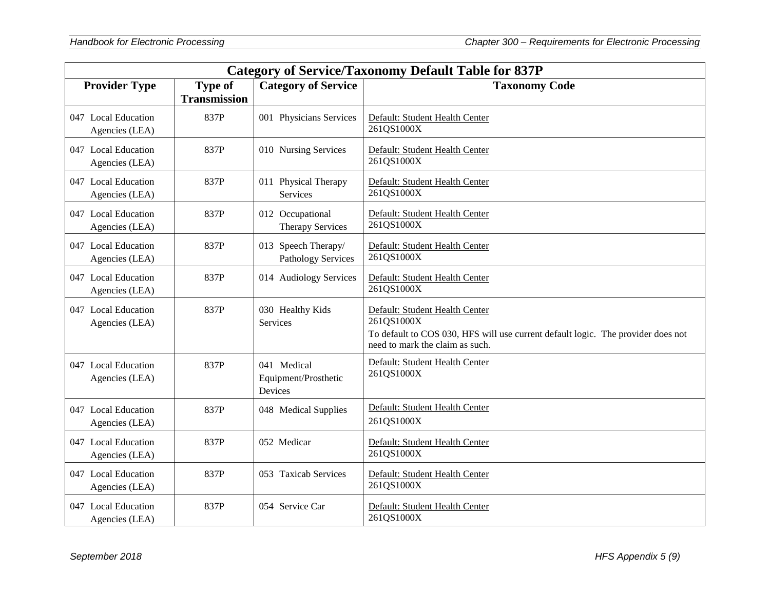| Category of Service/Taxonomy Default Table for 837P | | | |
|---|---|---|---|
| **Provider Type** | **Type of Transmission** | **Category of Service** | **Taxonomy Code** |
| 047 Local Education Agencies (LEA) | 837P | 001 Physicians Services | Default: Student Health Center<br>261QS1000X |
| 047 Local Education Agencies (LEA) | 837P | 010 Nursing Services | Default: Student Health Center<br>261QS1000X |
| 047 Local Education Agencies (LEA) | 837P | 011 Physical Therapy Services | Default: Student Health Center<br>261QS1000X |
| 047 Local Education Agencies (LEA) | 837P | 012 Occupational Therapy Services | Default: Student Health Center<br>261QS1000X |
| 047 Local Education Agencies (LEA) | 837P | 013 Speech Therapy/ Pathology Services | Default: Student Health Center<br>261QS1000X |
| 047 Local Education Agencies (LEA) | 837P | 014 Audiology Services | Default: Student Health Center<br>261QS1000X |
| 047 Local Education Agencies (LEA) | 837P | 030 Healthy Kids Services | Default: Student Health Center<br>261QS1000X<br>To default to COS 030, HFS will use current default logic. The provider does not need to mark the claim as such. |
| 047 Local Education Agencies (LEA) | 837P | 041 Medical Equipment/Prosthetic Devices | Default: Student Health Center<br>261QS1000X |
| 047 Local Education Agencies (LEA) | 837P | 048 Medical Supplies | Default: Student Health Center<br>261QS1000X |
| 047 Local Education Agencies (LEA) | 837P | 052 Medicar | Default: Student Health Center<br>261QS1000X |
| 047 Local Education Agencies (LEA) | 837P | 053 Taxicab Services | Default: Student Health Center<br>261QS1000X |
| 047 Local Education Agencies (LEA) | 837P | 054 Service Car | Default: Student Health Center<br>261QS1000X |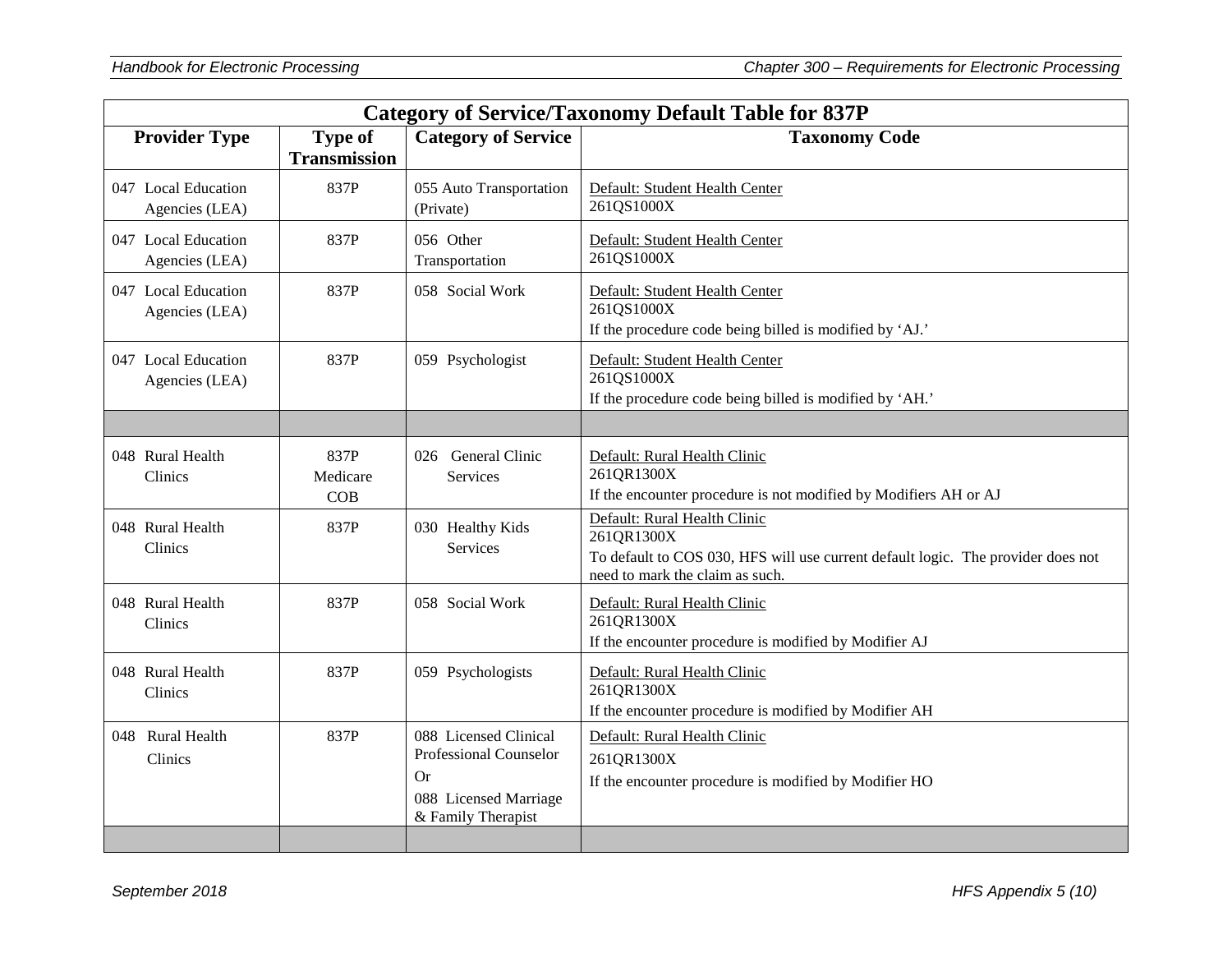| Category of Service/Taxonomy Default Table for 837P | | | |
|---|---|---|---|
| **Provider Type** | **Type of Transmission** | **Category of Service** | **Taxonomy Code** |
| 047 Local Education Agencies (LEA) | 837P | 055 Auto Transportation (Private) | Default: Student Health Center<br>261QS1000X |
| 047 Local Education Agencies (LEA) | 837P | 056 Other Transportation | Default: Student Health Center<br>261QS1000X |
| 047 Local Education Agencies (LEA) | 837P | 058 Social Work | Default: Student Health Center<br>261QS1000X<br>If the procedure code being billed is modified by 'AJ.' |
| 047 Local Education Agencies (LEA) | 837P | 059 Psychologist | Default: Student Health Center<br>261QS1000X<br>If the procedure code being billed is modified by 'AH.' |
| | | | |
| 048 Rural Health Clinics | 837P Medicare COB | 026 General Clinic Services | Default: Rural Health Clinic<br>261QR1300X<br>If the encounter procedure is not modified by Modifiers AH or AJ |
| 048 Rural Health Clinics | 837P | 030 Healthy Kids Services | Default: Rural Health Clinic<br>261QR1300X<br>To default to COS 030, HFS will use current default logic. The provider does not need to mark the claim as such. |
| 048 Rural Health Clinics | 837P | 058 Social Work | Default: Rural Health Clinic<br>261QR1300X<br>If the encounter procedure is modified by Modifier AJ |
| 048 Rural Health Clinics | 837P | 059 Psychologists | Default: Rural Health Clinic<br>261QR1300X<br>If the encounter procedure is modified by Modifier AH |
| 048 Rural Health Clinics | 837P | 088 Licensed Clinical Professional Counselor<br>Or<br>088 Licensed Marriage & Family Therapist | Default: Rural Health Clinic<br>261QR1300X<br>If the encounter procedure is modified by Modifier HO |
| | | | |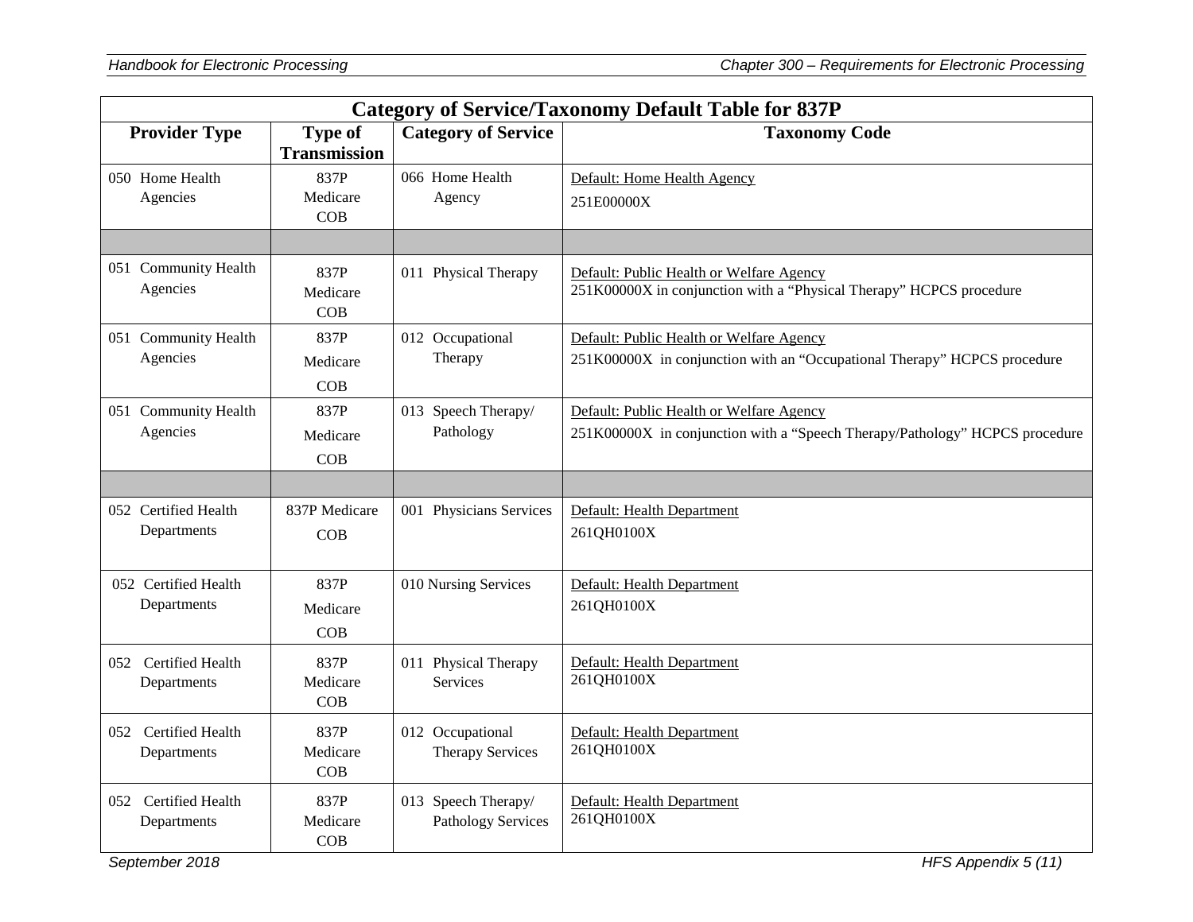| Category of Service/Taxonomy Default Table for 837P | | | |
|---|---|---|---|
| **Provider Type** | **Type of Transmission** | **Category of Service** | **Taxonomy Code** |
| 050 Home Health Agencies | 837P Medicare COB | 066 Home Health Agency | Default: Home Health Agency<br>251E00000X |
| | | | |
| 051 Community Health Agencies | 837P Medicare COB | 011 Physical Therapy | Default: Public Health or Welfare Agency<br>251K00000X in conjunction with a "Physical Therapy" HCPCS procedure |
| 051 Community Health Agencies | 837P Medicare COB | 012 Occupational Therapy | Default: Public Health or Welfare Agency<br>251K00000X in conjunction with an "Occupational Therapy" HCPCS procedure |
| 051 Community Health Agencies | 837P Medicare COB | 013 Speech Therapy/ Pathology | Default: Public Health or Welfare Agency<br>251K00000X in conjunction with a "Speech Therapy/Pathology" HCPCS procedure |
| | | | |
| 052 Certified Health Departments | 837P Medicare COB | 001 Physicians Services | Default: Health Department<br>261QH0100X |
| 052 Certified Health Departments | 837P Medicare COB | 010 Nursing Services | Default: Health Department<br>261QH0100X |
| 052 Certified Health Departments | 837P Medicare COB | 011 Physical Therapy Services | Default: Health Department<br>261QH0100X |
| 052 Certified Health Departments | 837P Medicare COB | 012 Occupational Therapy Services | Default: Health Department<br>261QH0100X |
| 052 Certified Health Departments | 837P Medicare COB | 013 Speech Therapy/ Pathology Services | Default: Health Department<br>261QH0100X |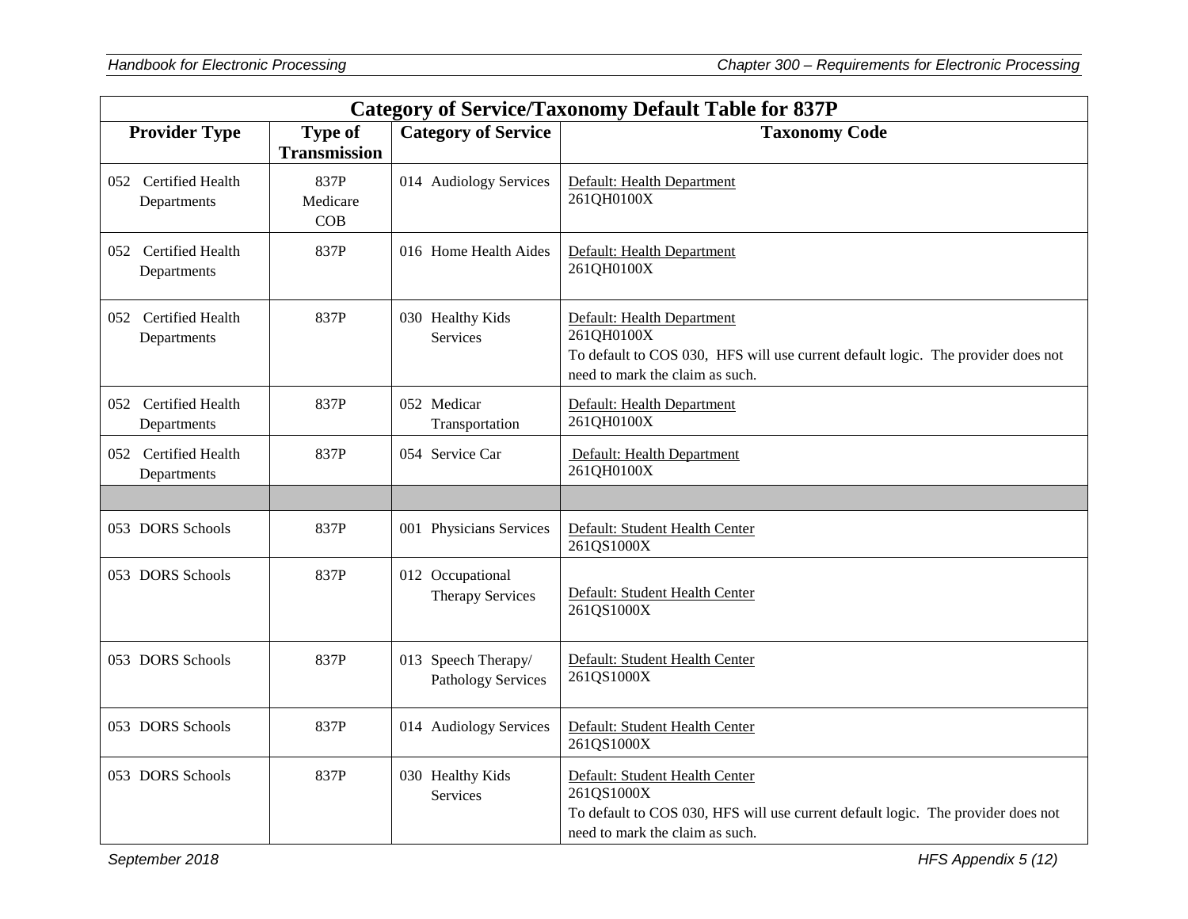| Category of Service/Taxonomy Default Table for 837P | | | |
|---|---|---|---|
| **Provider Type** | **Type of Transmission** | **Category of Service** | **Taxonomy Code** |
| 052 Certified Health Departments | 837P Medicare COB | 014 Audiology Services | Default: Health Department<br>261QH0100X |
| 052 Certified Health Departments | 837P | 016 Home Health Aides | Default: Health Department<br>261QH0100X |
| 052 Certified Health Departments | 837P | 030 Healthy Kids Services | Default: Health Department<br>261QH0100X<br>To default to COS 030, HFS will use current default logic. The provider does not need to mark the claim as such. |
| 052 Certified Health Departments | 837P | 052 Medicar Transportation | Default: Health Department<br>261QH0100X |
| 052 Certified Health Departments | 837P | 054 Service Car | Default: Health Department<br>261QH0100X |
| | | | |
| 053 DORS Schools | 837P | 001 Physicians Services | Default: Student Health Center<br>261QS1000X |
| 053 DORS Schools | 837P | 012 Occupational Therapy Services | Default: Student Health Center<br>261QS1000X |
| 053 DORS Schools | 837P | 013 Speech Therapy/ Pathology Services | Default: Student Health Center<br>261QS1000X |
| 053 DORS Schools | 837P | 014 Audiology Services | Default: Student Health Center<br>261QS1000X |
| 053 DORS Schools | 837P | 030 Healthy Kids Services | Default: Student Health Center<br>261QS1000X<br>To default to COS 030, HFS will use current default logic. The provider does not need to mark the claim as such. |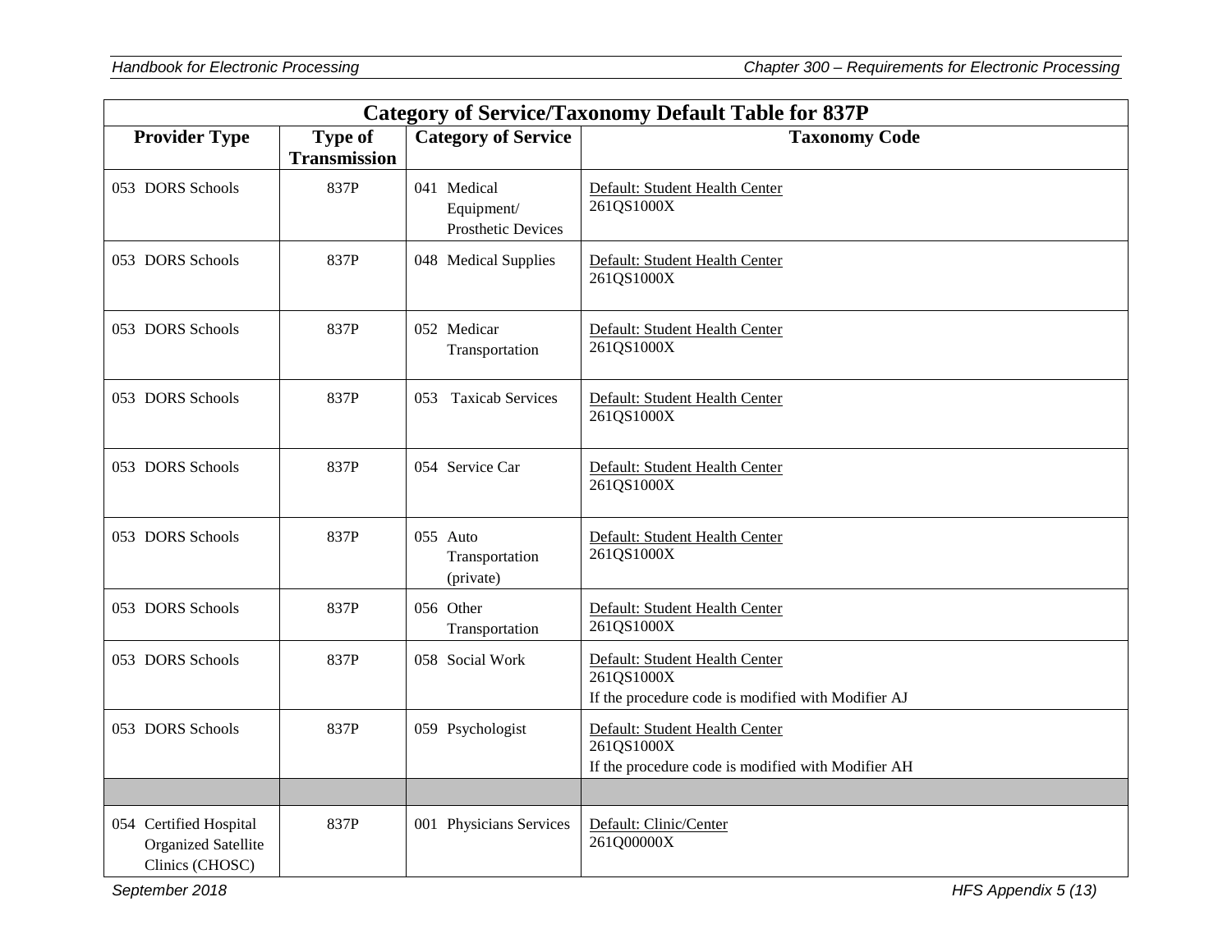| Category of Service/Taxonomy Default Table for 837P | | | |
|---|---|---|---|
| **Provider Type** | **Type of Transmission** | **Category of Service** | **Taxonomy Code** |
| 053 DORS Schools | 837P | 041 Medical Equipment/ Prosthetic Devices | Default: Student Health Center<br>261QS1000X |
| 053 DORS Schools | 837P | 048 Medical Supplies | Default: Student Health Center<br>261QS1000X |
| 053 DORS Schools | 837P | 052 Medicar Transportation | Default: Student Health Center<br>261QS1000X |
| 053 DORS Schools | 837P | 053 Taxicab Services | Default: Student Health Center<br>261QS1000X |
| 053 DORS Schools | 837P | 054 Service Car | Default: Student Health Center<br>261QS1000X |
| 053 DORS Schools | 837P | 055 Auto Transportation (private) | Default: Student Health Center<br>261QS1000X |
| 053 DORS Schools | 837P | 056 Other Transportation | Default: Student Health Center<br>261QS1000X |
| 053 DORS Schools | 837P | 058 Social Work | Default: Student Health Center<br>261QS1000X<br>If the procedure code is modified with Modifier AJ |
| 053 DORS Schools | 837P | 059 Psychologist | Default: Student Health Center<br>261QS1000X<br>If the procedure code is modified with Modifier AH |
| | | | |
| 054 Certified Hospital Organized Satellite Clinics (CHOSC) | 837P | 001 Physicians Services | Default: Clinic/Center<br>261Q00000X |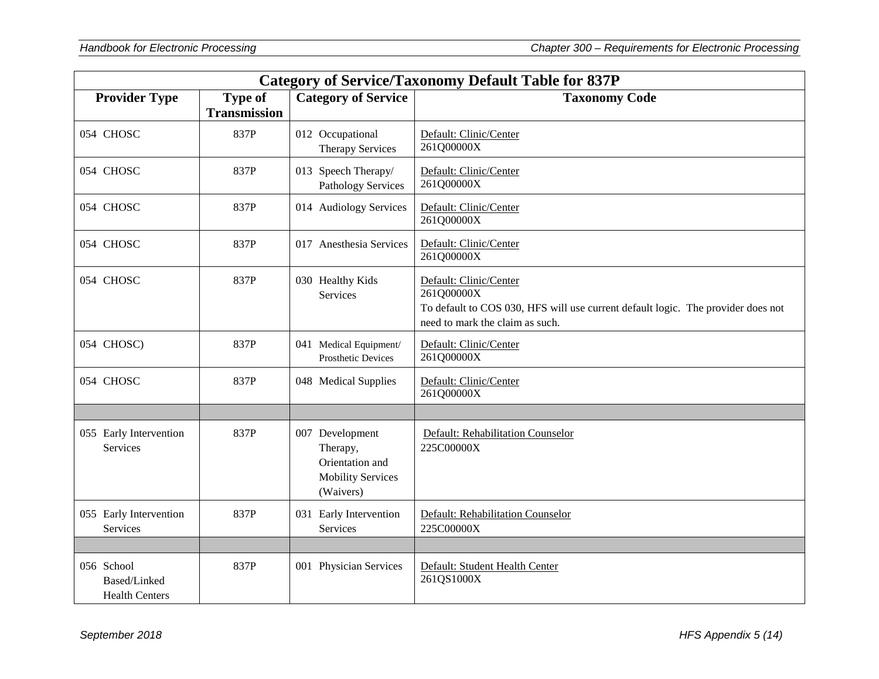| Category of Service/Taxonomy Default Table for 837P | | | |
|---|---|---|---|
| **Provider Type** | **Type of Transmission** | **Category of Service** | **Taxonomy Code** |
| 054 CHOSC | 837P | 012 Occupational Therapy Services | Default: Clinic/Center<br>261Q00000X |
| 054 CHOSC | 837P | 013 Speech Therapy/ Pathology Services | Default: Clinic/Center<br>261Q00000X |
| 054 CHOSC | 837P | 014 Audiology Services | Default: Clinic/Center<br>261Q00000X |
| 054 CHOSC | 837P | 017 Anesthesia Services | Default: Clinic/Center<br>261Q00000X |
| 054 CHOSC | 837P | 030 Healthy Kids Services | Default: Clinic/Center<br>261Q00000X<br>To default to COS 030, HFS will use current default logic. The provider does not need to mark the claim as such. |
| 054 CHOSC) | 837P | 041 Medical Equipment/ Prosthetic Devices | Default: Clinic/Center<br>261Q00000X |
| 054 CHOSC | 837P | 048 Medical Supplies | Default: Clinic/Center<br>261Q00000X |
| | | | |
| 055 Early Intervention Services | 837P | 007 Development Therapy, Orientation and Mobility Services (Waivers) | Default: Rehabilitation Counselor<br>225C00000X |
| 055 Early Intervention Services | 837P | 031 Early Intervention Services | Default: Rehabilitation Counselor<br>225C00000X |
| | | | |
| 056 School Based/Linked Health Centers | 837P | 001 Physician Services | Default: Student Health Center<br>261QS1000X |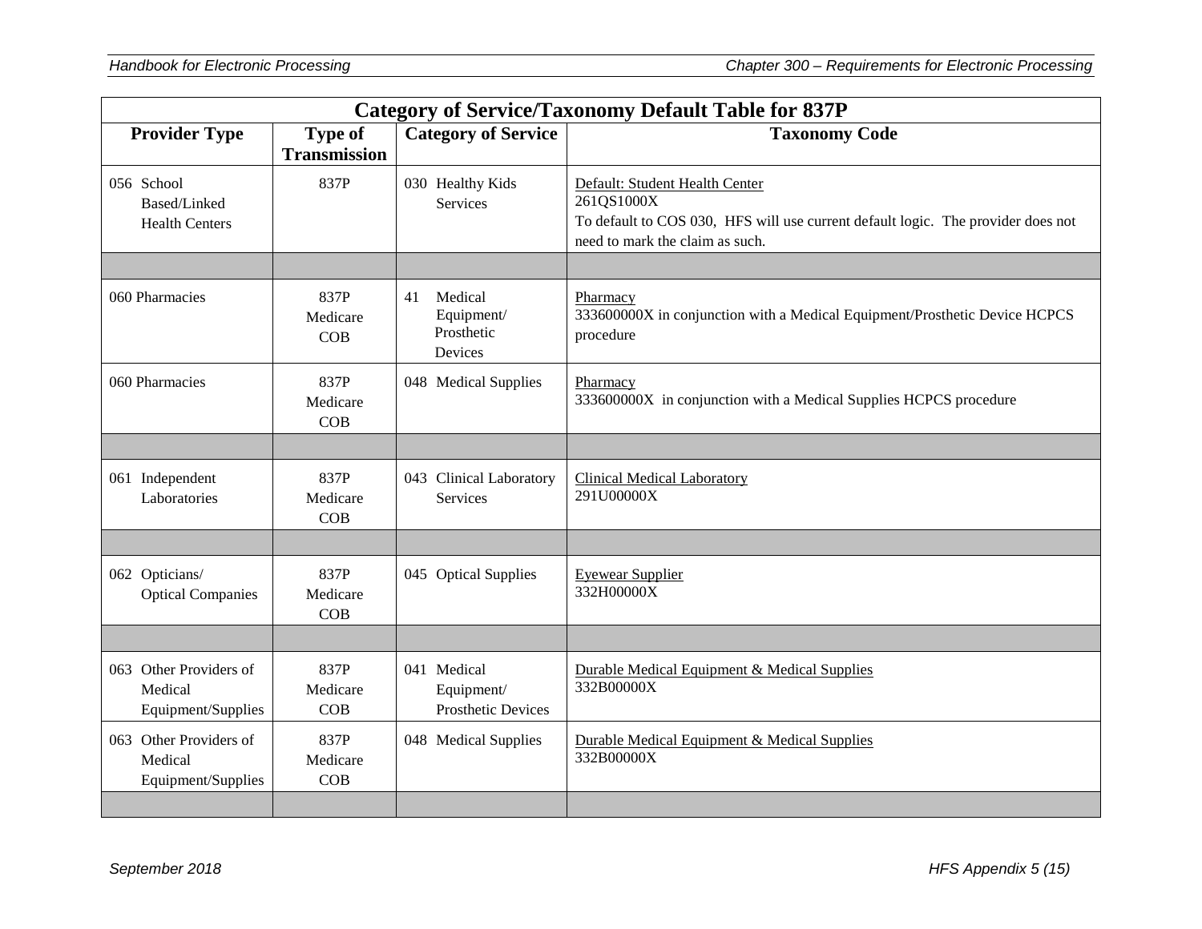| Category of Service/Taxonomy Default Table for 837P | | | |
|---|---|---|---|
| **Provider Type** | **Type of Transmission** | **Category of Service** | **Taxonomy Code** |
| 056 School Based/Linked Health Centers | 837P | 030 Healthy Kids Services | Default: Student Health Center<br>261QS1000X<br>To default to COS 030, HFS will use current default logic. The provider does not need to mark the claim as such. |
| | | | |
| 060 Pharmacies | 837P Medicare COB | 41 Medical Equipment/ Prosthetic Devices | Pharmacy<br>333600000X in conjunction with a Medical Equipment/Prosthetic Device HCPCS procedure |
| 060 Pharmacies | 837P Medicare COB | 048 Medical Supplies | Pharmacy<br>333600000X in conjunction with a Medical Supplies HCPCS procedure |
| | | | |
| 061 Independent Laboratories | 837P Medicare COB | 043 Clinical Laboratory Services | Clinical Medical Laboratory<br>291U00000X |
| | | | |
| 062 Opticians/ Optical Companies | 837P Medicare COB | 045 Optical Supplies | Eyewear Supplier<br>332H00000X |
| | | | |
| 063 Other Providers of Medical Equipment/Supplies | 837P Medicare COB | 041 Medical Equipment/ Prosthetic Devices | Durable Medical Equipment & Medical Supplies<br>332B00000X |
| 063 Other Providers of Medical Equipment/Supplies | 837P Medicare COB | 048 Medical Supplies | Durable Medical Equipment & Medical Supplies<br>332B00000X |
| | | | |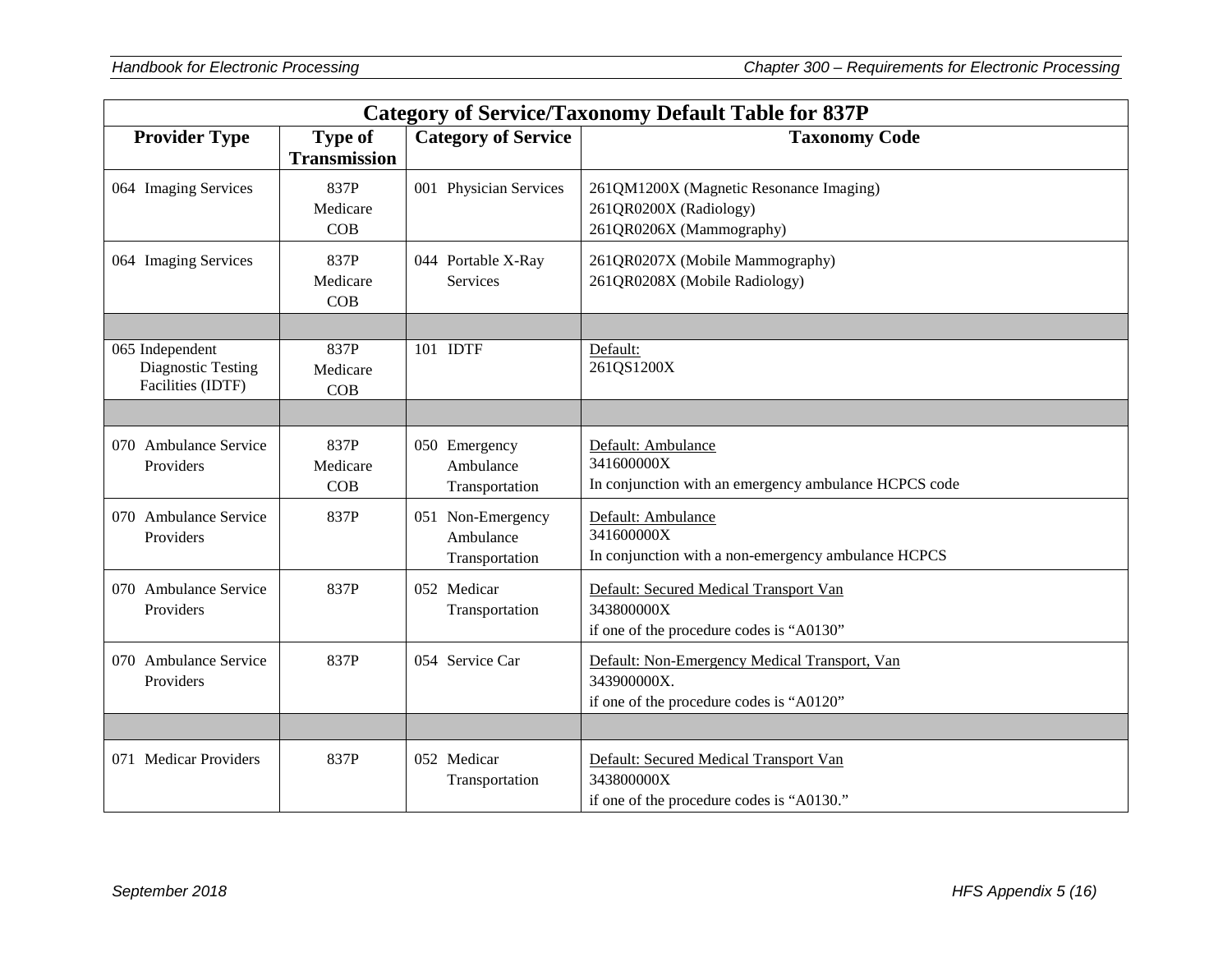| Category of Service/Taxonomy Default Table for 837P | | | |
|---|---|---|---|
| **Provider Type** | **Type of Transmission** | **Category of Service** | **Taxonomy Code** |
| 064 Imaging Services | 837P Medicare COB | 001 Physician Services | 261QM1200X (Magnetic Resonance Imaging)<br>261QR0200X (Radiology)<br>261QR0206X (Mammography) |
| 064 Imaging Services | 837P Medicare COB | 044 Portable X-Ray Services | 261QR0207X (Mobile Mammography)<br>261QR0208X (Mobile Radiology) |
| | | | |
| 065 Independent Diagnostic Testing Facilities (IDTF) | 837P Medicare COB | 101 IDTF | Default:<br>261QS1200X |
| | | | |
| 070 Ambulance Service Providers | 837P Medicare COB | 050 Emergency Ambulance Transportation | Default: Ambulance<br>341600000X<br>In conjunction with an emergency ambulance HCPCS code |
| 070 Ambulance Service Providers | 837P | 051 Non-Emergency Ambulance Transportation | Default: Ambulance<br>341600000X<br>In conjunction with a non-emergency ambulance HCPCS |
| 070 Ambulance Service Providers | 837P | 052 Medicar Transportation | Default: Secured Medical Transport Van<br>343800000X<br>if one of the procedure codes is "A0130" |
| 070 Ambulance Service Providers | 837P | 054 Service Car | Default: Non-Emergency Medical Transport, Van<br>343900000X.<br>if one of the procedure codes is "A0120" |
| | | | |
| 071 Medicar Providers | 837P | 052 Medicar Transportation | Default: Secured Medical Transport Van<br>343800000X<br>if one of the procedure codes is "A0130." |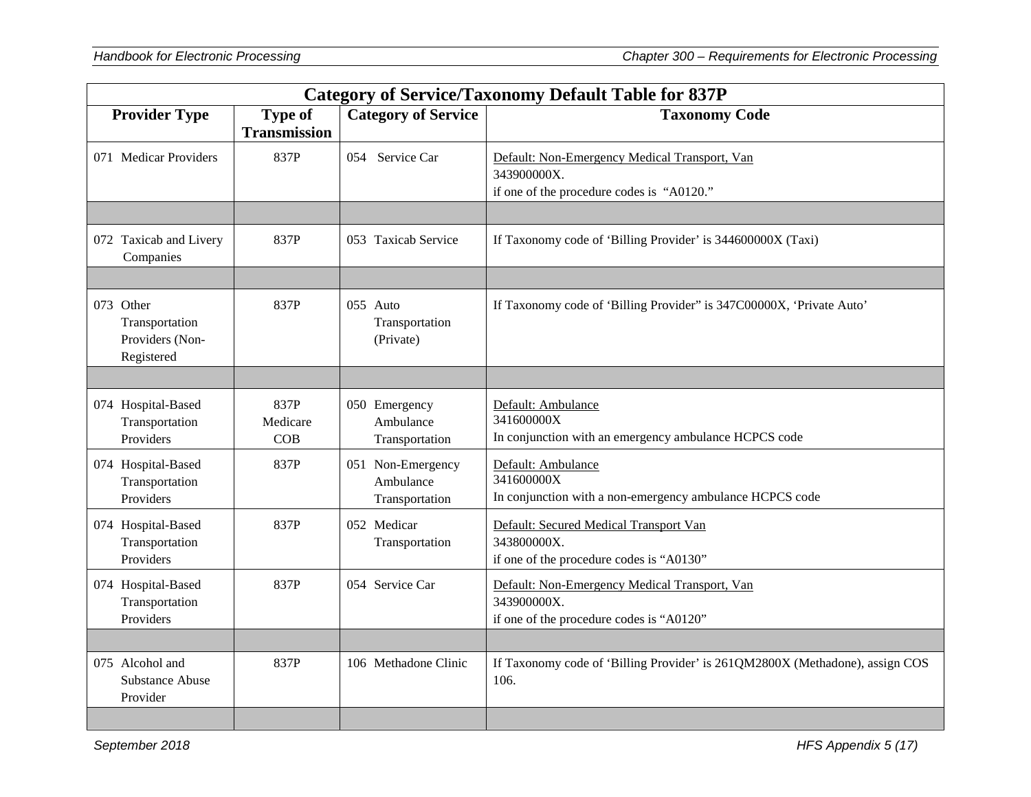| Category of Service/Taxonomy Default Table for 837P | | | |
|---|---|---|---|
| **Provider Type** | **Type of Transmission** | **Category of Service** | **Taxonomy Code** |
| 071 Medicar Providers | 837P | 054 Service Car | Default: Non-Emergency Medical Transport, Van<br>343900000X.<br>if one of the procedure codes is "A0120." |
| | | | |
| 072 Taxicab and Livery Companies | 837P | 053 Taxicab Service | If Taxonomy code of 'Billing Provider' is 344600000X (Taxi) |
| | | | |
| 073 Other Transportation Providers (Non-Registered | 837P | 055 Auto Transportation (Private) | If Taxonomy code of 'Billing Provider" is 347C00000X, 'Private Auto' |
| | | | |
| 074 Hospital-Based Transportation Providers | 837P Medicare COB | 050 Emergency Ambulance Transportation | Default: Ambulance<br>341600000X<br>In conjunction with an emergency ambulance HCPCS code |
| 074 Hospital-Based Transportation Providers | 837P | 051 Non-Emergency Ambulance Transportation | Default: Ambulance<br>341600000X<br>In conjunction with a non-emergency ambulance HCPCS code |
| 074 Hospital-Based Transportation Providers | 837P | 052 Medicar Transportation | Default: Secured Medical Transport Van<br>343800000X.<br>if one of the procedure codes is "A0130" |
| 074 Hospital-Based Transportation Providers | 837P | 054 Service Car | Default: Non-Emergency Medical Transport, Van<br>343900000X.<br>if one of the procedure codes is "A0120" |
| | | | |
| 075 Alcohol and Substance Abuse Provider | 837P | 106 Methadone Clinic | If Taxonomy code of 'Billing Provider' is 261QM2800X (Methadone), assign COS 106. |
| | | | |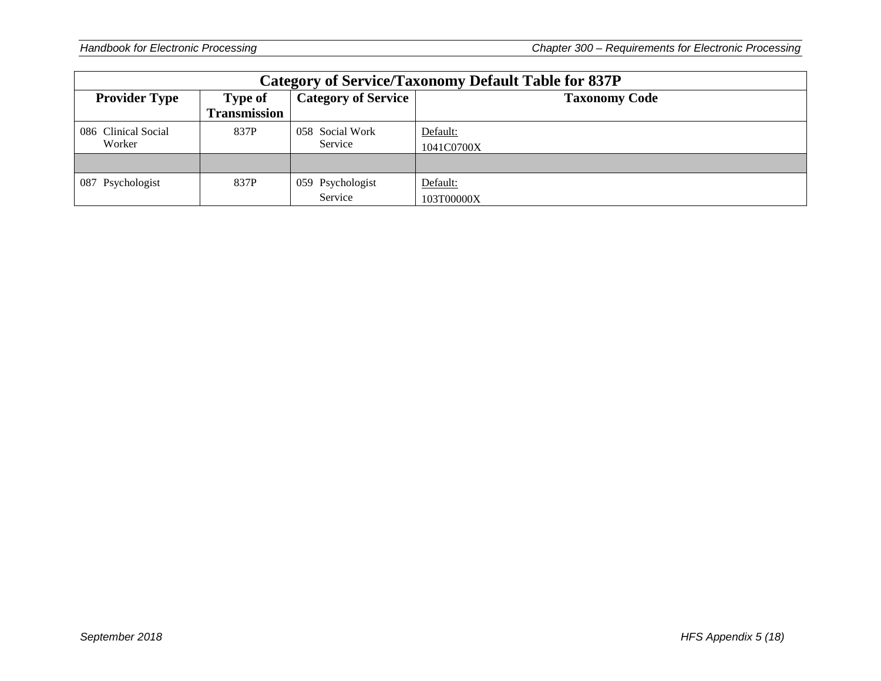| Category of Service/Taxonomy Default Table for 837P | | | |
|---|---|---|---|
| **Provider Type** | **Type of Transmission** | **Category of Service** | **Taxonomy Code** |
| 086 Clinical Social Worker | 837P | 058 Social Work Service | Default: 1041C0700X |
| | | | |
| 087 Psychologist | 837P | 059 Psychologist Service | Default: 103T00000X |